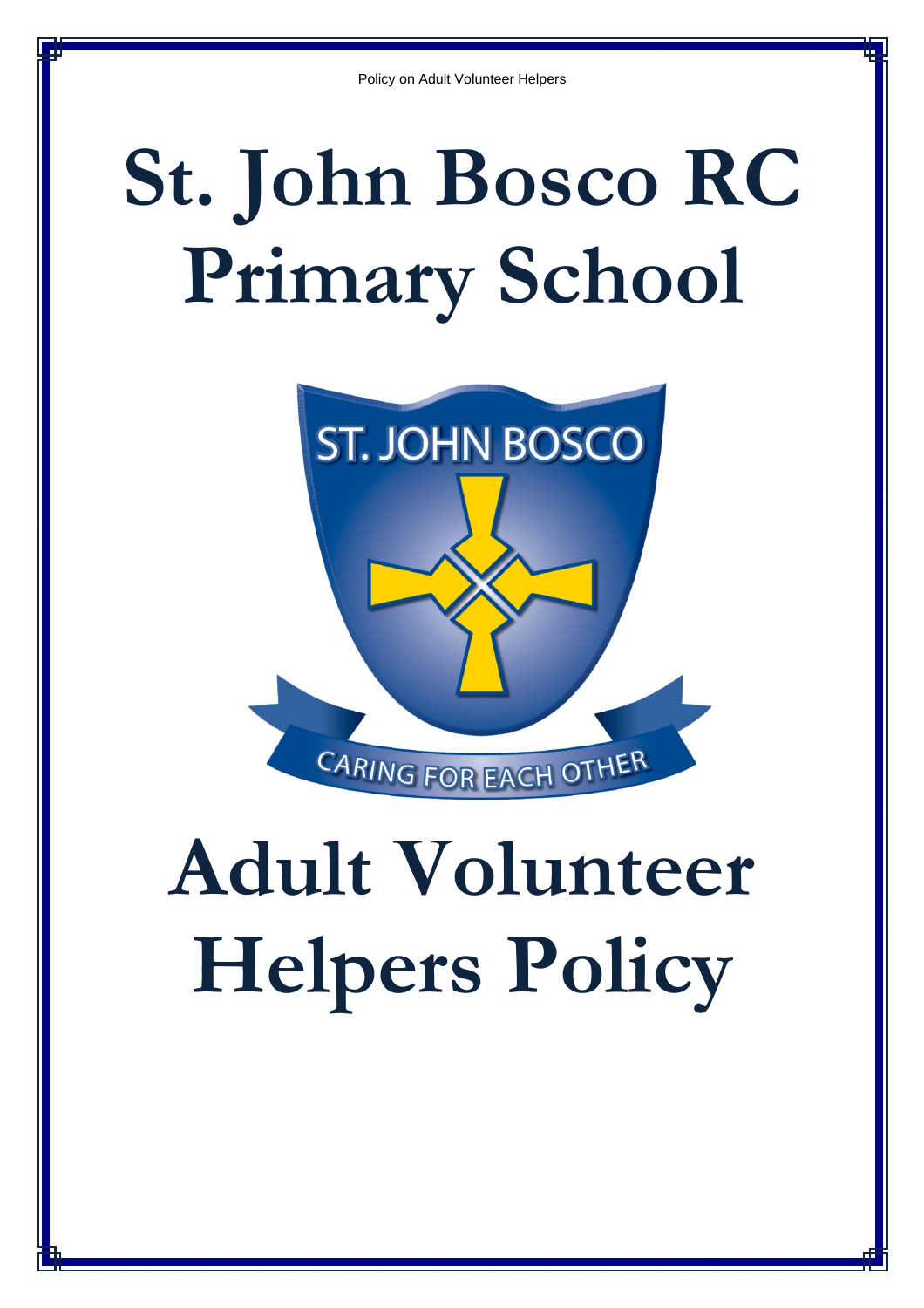# St. John Bosco RC Primary School

# Adult Volunteer Helpers Policy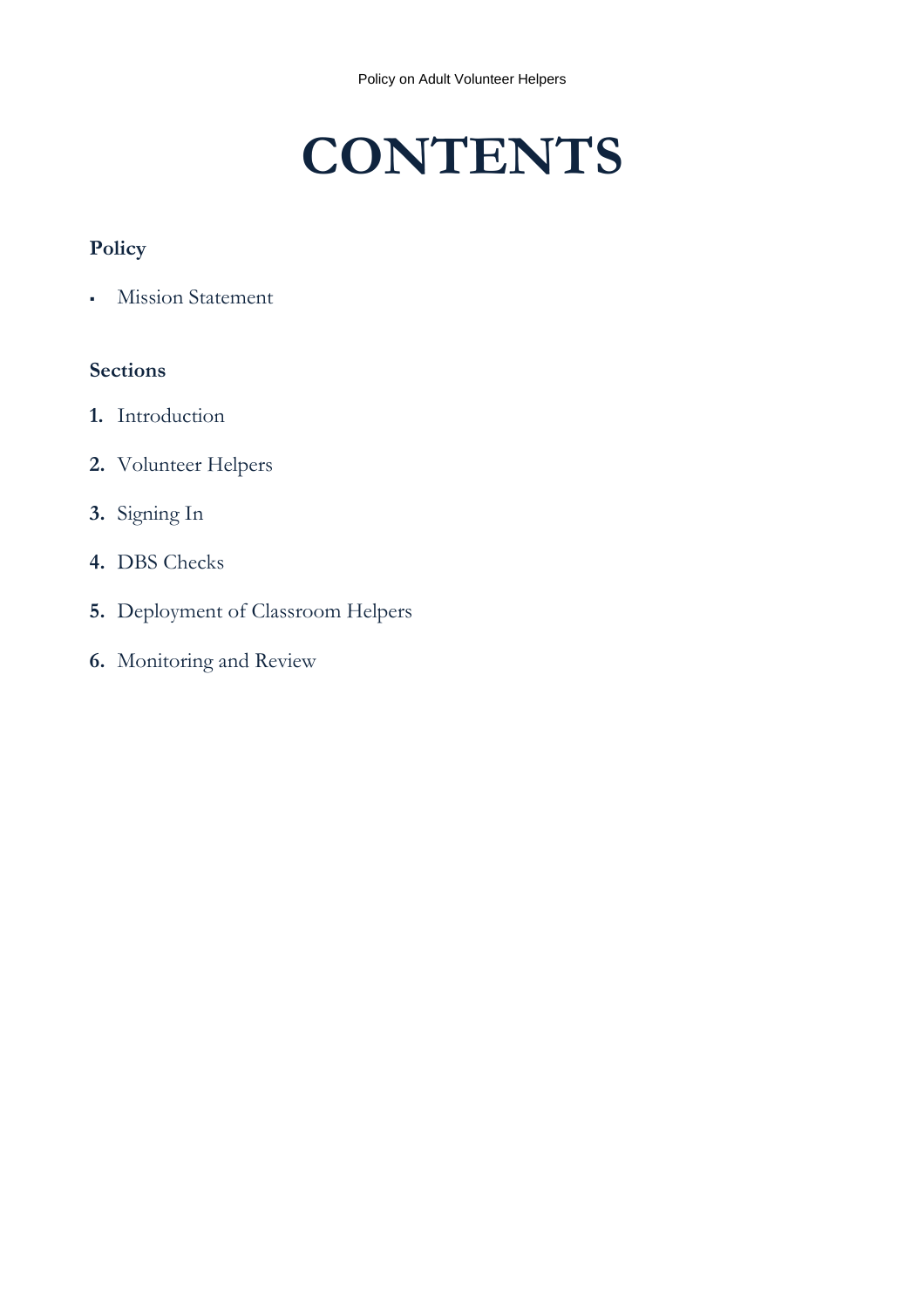# CONTENTS

**Policy**

- Mission Statement

**Sections**

1. Introduction
2. Volunteer Helpers
3. Signing In
4. DBS Checks
5. Deployment of Classroom Helpers
6. Monitoring and Review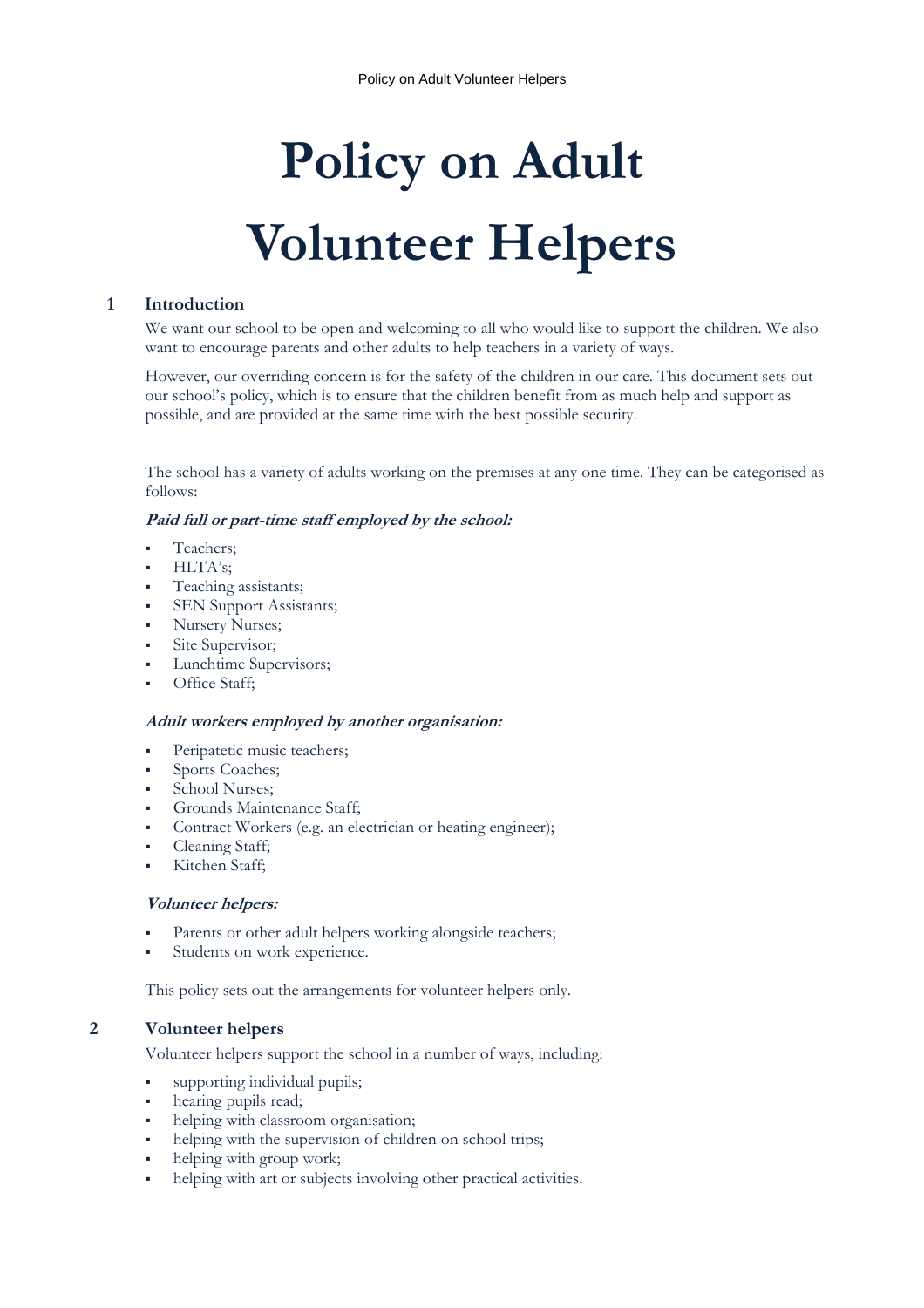# Policy on Adult Volunteer Helpers

## 1 Introduction

We want our school to be open and welcoming to all who would like to support the children. We also want to encourage parents and other adults to help teachers in a variety of ways.

However, our overriding concern is for the safety of the children in our care. This document sets out our school's policy, which is to ensure that the children benefit from as much help and support as possible, and are provided at the same time with the best possible security.

The school has a variety of adults working on the premises at any one time. They can be categorised as follows:

***Paid full or part-time staff employed by the school:***

- Teachers;
- HLTA's;
- Teaching assistants;
- SEN Support Assistants;
- Nursery Nurses;
- Site Supervisor;
- Lunchtime Supervisors;
- Office Staff;

***Adult workers employed by another organisation:***

- Peripatetic music teachers;
- Sports Coaches;
- School Nurses;
- Grounds Maintenance Staff;
- Contract Workers (e.g. an electrician or heating engineer);
- Cleaning Staff;
- Kitchen Staff;

***Volunteer helpers:***

- Parents or other adult helpers working alongside teachers;
- Students on work experience.

This policy sets out the arrangements for volunteer helpers only.

## 2 Volunteer helpers

Volunteer helpers support the school in a number of ways, including:

- supporting individual pupils;
- hearing pupils read;
- helping with classroom organisation;
- helping with the supervision of children on school trips;
- helping with group work;
- helping with art or subjects involving other practical activities.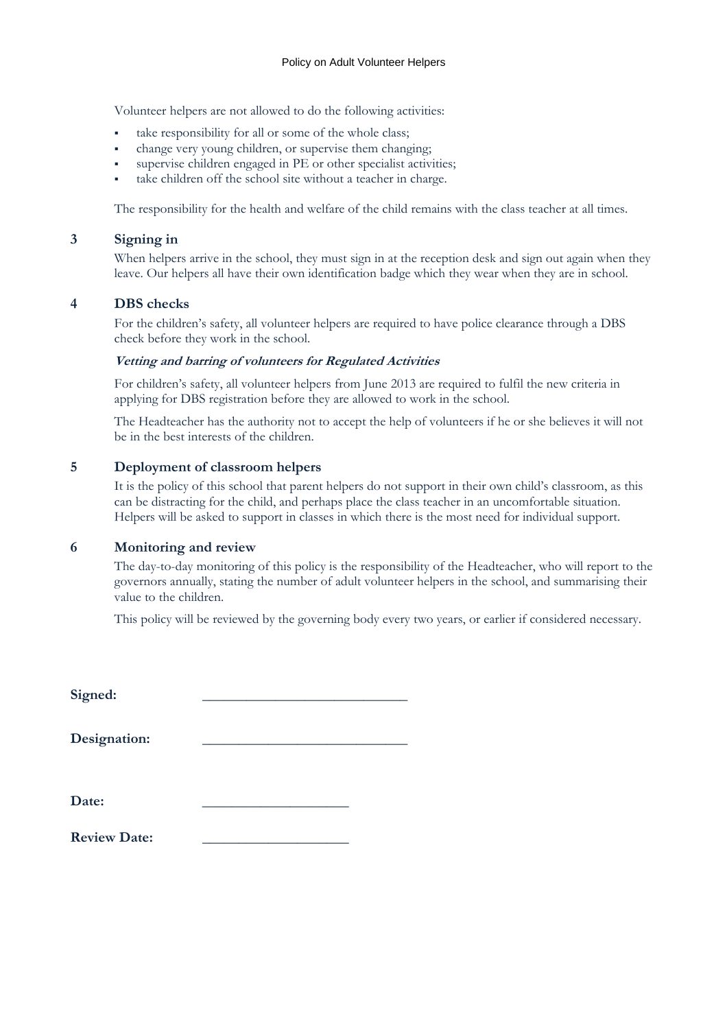Volunteer helpers are not allowed to do the following activities:

- take responsibility for all or some of the whole class;
- change very young children, or supervise them changing;
- supervise children engaged in PE or other specialist activities;
- take children off the school site without a teacher in charge.

The responsibility for the health and welfare of the child remains with the class teacher at all times.

## 3 Signing in

When helpers arrive in the school, they must sign in at the reception desk and sign out again when they leave. Our helpers all have their own identification badge which they wear when they are in school.

## 4 DBS checks

For the children's safety, all volunteer helpers are required to have police clearance through a DBS check before they work in the school.

***Vetting and barring of volunteers for Regulated Activities***

For children's safety, all volunteer helpers from June 2013 are required to fulfil the new criteria in applying for DBS registration before they are allowed to work in the school.

The Headteacher has the authority not to accept the help of volunteers if he or she believes it will not be in the best interests of the children.

## 5 Deployment of classroom helpers

It is the policy of this school that parent helpers do not support in their own child's classroom, as this can be distracting for the child, and perhaps place the class teacher in an uncomfortable situation. Helpers will be asked to support in classes in which there is the most need for individual support.

## 6 Monitoring and review

The day-to-day monitoring of this policy is the responsibility of the Headteacher, who will report to the governors annually, stating the number of adult volunteer helpers in the school, and summarising their value to the children.

This policy will be reviewed by the governing body every two years, or earlier if considered necessary.

**Signed:** ____________________________

**Designation:** ____________________________

**Date:** ____________________

**Review Date:** ____________________